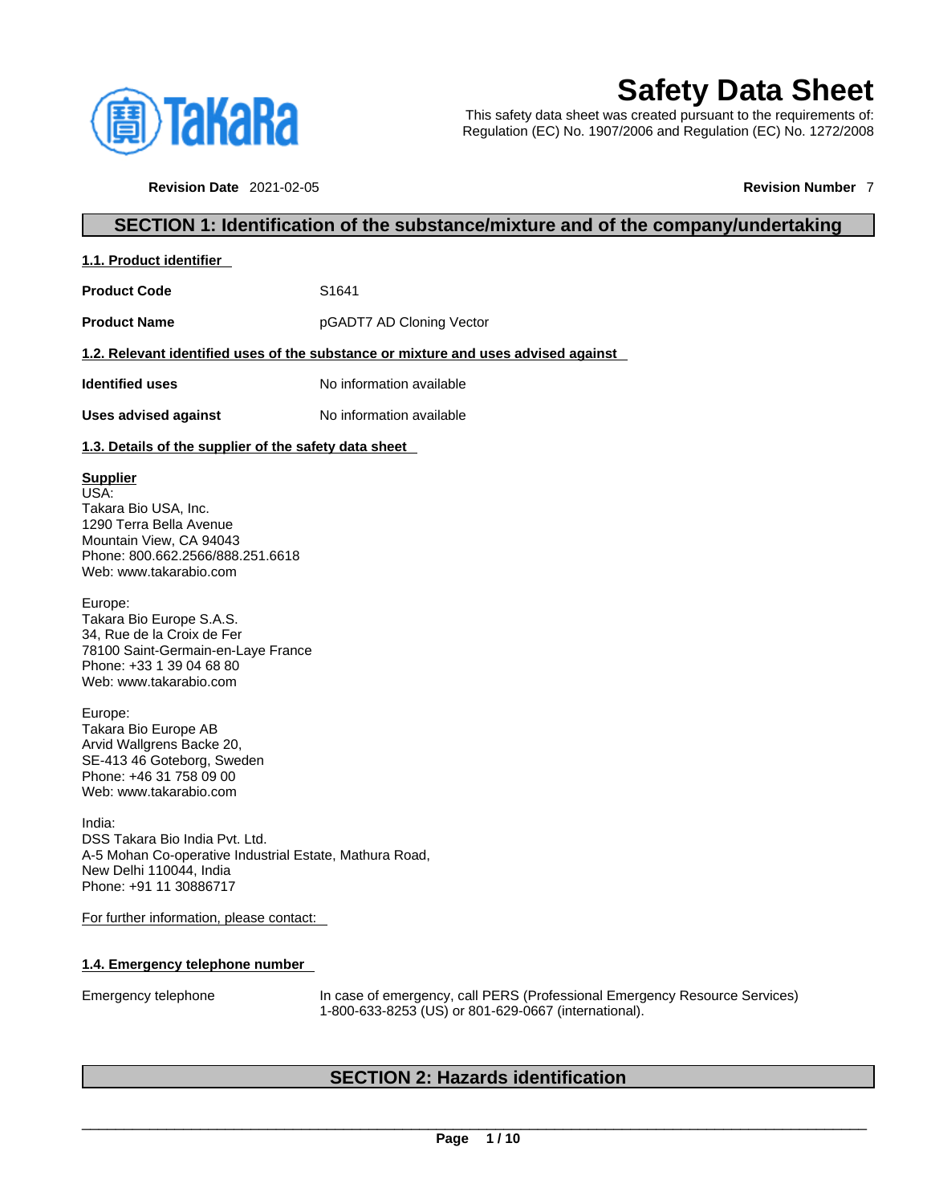# Safety Data Sheet

This safety data sheet was created pursuant to the requirements of:
Regulation (EC) No. 1907/2006 and Regulation (EC) No. 1272/2008

**Revision Date** 2021-02-05 **Revision Number** 7

## SECTION 1: Identification of the substance/mixture and of the company/undertaking

### 1.1. Product identifier

| | |
|---|---|
| **Product Code** | S1641 |
| **Product Name** | pGADT7 AD Cloning Vector |

### 1.2. Relevant identified uses of the substance or mixture and uses advised against

| | |
|---|---|
| **Identified uses** | No information available |
| **Uses advised against** | No information available |

### 1.3. Details of the supplier of the safety data sheet

**Supplier**
USA:
Takara Bio USA, Inc.
1290 Terra Bella Avenue
Mountain View, CA 94043
Phone: 800.662.2566/888.251.6618
Web: www.takarabio.com

Europe:
Takara Bio Europe S.A.S.
34, Rue de la Croix de Fer
78100 Saint-Germain-en-Laye France
Phone: +33 1 39 04 68 80
Web: www.takarabio.com

Europe:
Takara Bio Europe AB
Arvid Wallgrens Backe 20,
SE-413 46 Goteborg, Sweden
Phone: +46 31 758 09 00
Web: www.takarabio.com

India:
DSS Takara Bio India Pvt. Ltd.
A-5 Mohan Co-operative Industrial Estate, Mathura Road,
New Delhi 110044, India
Phone: +91 11 30886717

For further information, please contact:

### 1.4. Emergency telephone number

| | |
|---|---|
| Emergency telephone | In case of emergency, call PERS (Professional Emergency Resource Services) 1-800-633-8253 (US) or 801-629-0667 (international). |

## SECTION 2: Hazards identification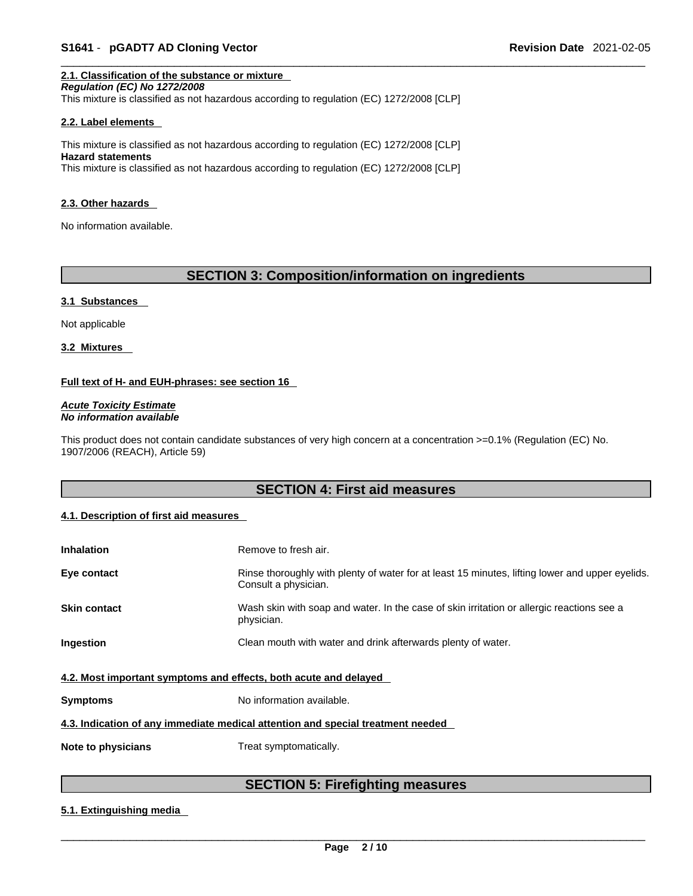#### 2.1. Classification of the substance or mixture

***Regulation (EC) No 1272/2008***

This mixture is classified as not hazardous according to regulation (EC) 1272/2008 [CLP]

#### 2.2. Label elements

This mixture is classified as not hazardous according to regulation (EC) 1272/2008 [CLP]

**Hazard statements**

This mixture is classified as not hazardous according to regulation (EC) 1272/2008 [CLP]

#### 2.3. Other hazards

No information available.

## SECTION 3: Composition/information on ingredients

#### 3.1 Substances

Not applicable

#### 3.2 Mixtures

**Full text of H- and EUH-phrases: see section 16**

***Acute Toxicity Estimate***

***No information available***

This product does not contain candidate substances of very high concern at a concentration >=0.1% (Regulation (EC) No. 1907/2006 (REACH), Article 59)

## SECTION 4: First aid measures

#### 4.1. Description of first aid measures

| | |
|---|---|
| **Inhalation** | Remove to fresh air. |
| **Eye contact** | Rinse thoroughly with plenty of water for at least 15 minutes, lifting lower and upper eyelids. Consult a physician. |
| **Skin contact** | Wash skin with soap and water. In the case of skin irritation or allergic reactions see a physician. |
| **Ingestion** | Clean mouth with water and drink afterwards plenty of water. |

#### 4.2. Most important symptoms and effects, both acute and delayed

| | |
|---|---|
| **Symptoms** | No information available. |

#### 4.3. Indication of any immediate medical attention and special treatment needed

| | |
|---|---|
| **Note to physicians** | Treat symptomatically. |

## SECTION 5: Firefighting measures

#### 5.1. Extinguishing media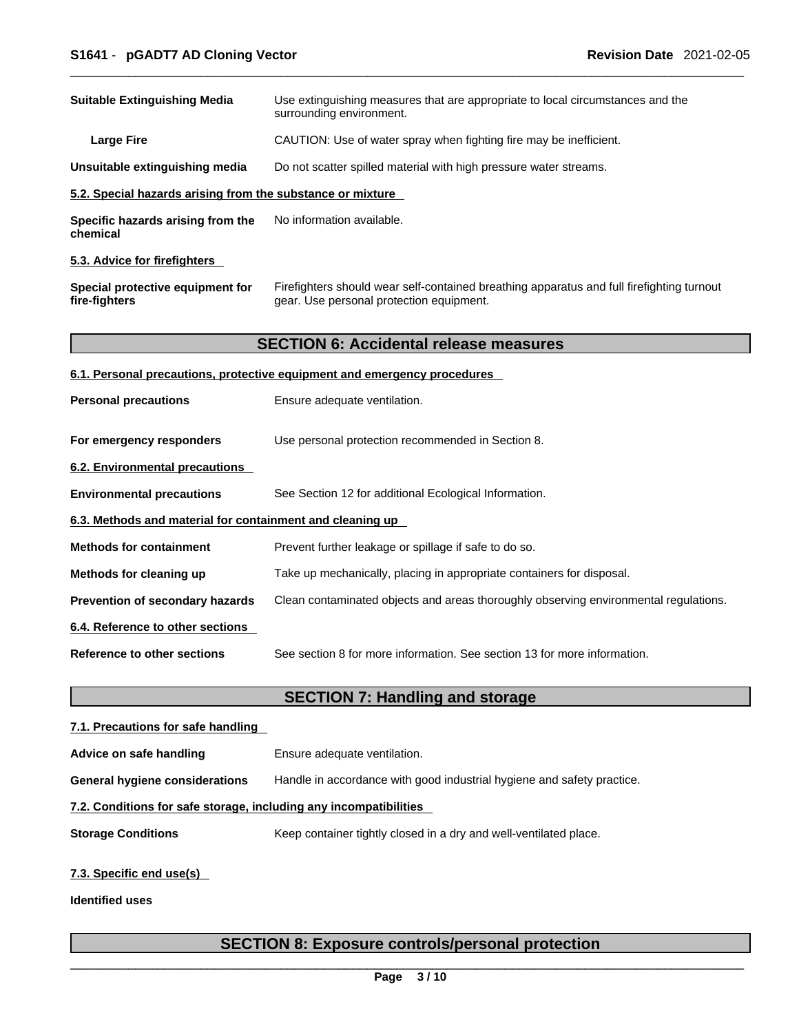| | |
|---|---|
| **Suitable Extinguishing Media** | Use extinguishing measures that are appropriate to local circumstances and the surrounding environment. |
| **Large Fire** | CAUTION: Use of water spray when fighting fire may be inefficient. |
| **Unsuitable extinguishing media** | Do not scatter spilled material with high pressure water streams. |

**5.2. Special hazards arising from the substance or mixture**

| | |
|---|---|
| **Specific hazards arising from the chemical** | No information available. |

**5.3. Advice for firefighters**

| | |
|---|---|
| **Special protective equipment for fire-fighters** | Firefighters should wear self-contained breathing apparatus and full firefighting turnout gear. Use personal protection equipment. |

## SECTION 6: Accidental release measures

**6.1. Personal precautions, protective equipment and emergency procedures**

| | |
|---|---|
| **Personal precautions** | Ensure adequate ventilation. |
| **For emergency responders** | Use personal protection recommended in Section 8. |

**6.2. Environmental precautions**

| | |
|---|---|
| **Environmental precautions** | See Section 12 for additional Ecological Information. |

**6.3. Methods and material for containment and cleaning up**

| | |
|---|---|
| **Methods for containment** | Prevent further leakage or spillage if safe to do so. |
| **Methods for cleaning up** | Take up mechanically, placing in appropriate containers for disposal. |
| **Prevention of secondary hazards** | Clean contaminated objects and areas thoroughly observing environmental regulations. |

**6.4. Reference to other sections**

| | |
|---|---|
| **Reference to other sections** | See section 8 for more information. See section 13 for more information. |

## SECTION 7: Handling and storage

**7.1. Precautions for safe handling**

| | |
|---|---|
| **Advice on safe handling** | Ensure adequate ventilation. |
| **General hygiene considerations** | Handle in accordance with good industrial hygiene and safety practice. |

**7.2. Conditions for safe storage, including any incompatibilities**

| | |
|---|---|
| **Storage Conditions** | Keep container tightly closed in a dry and well-ventilated place. |

**7.3. Specific end use(s)**

**Identified uses**

## SECTION 8: Exposure controls/personal protection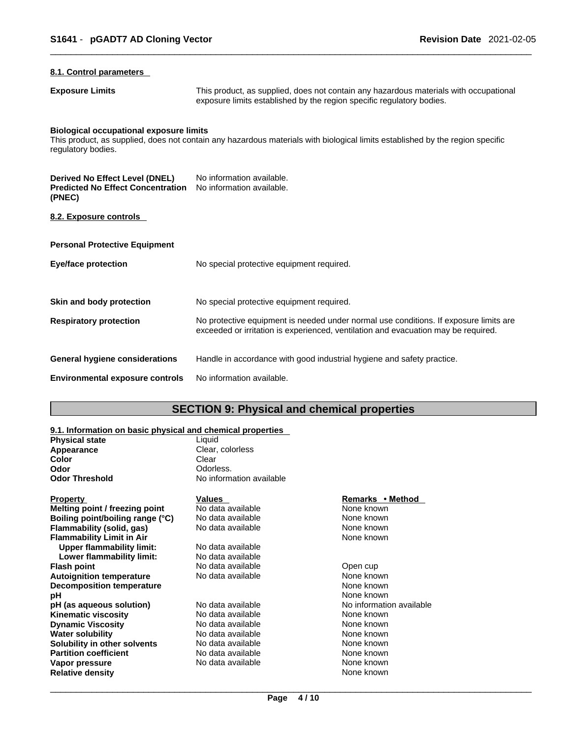### 8.1. Control parameters

| | |
|---|---|
| **Exposure Limits** | This product, as supplied, does not contain any hazardous materials with occupational exposure limits established by the region specific regulatory bodies. |

**Biological occupational exposure limits**
This product, as supplied, does not contain any hazardous materials with biological limits established by the region specific regulatory bodies.

| | |
|---|---|
| **Derived No Effect Level (DNEL)** | No information available. |
| **Predicted No Effect Concentration (PNEC)** | No information available. |

### 8.2. Exposure controls

**Personal Protective Equipment**

| | |
|---|---|
| **Eye/face protection** | No special protective equipment required. |
| **Skin and body protection** | No special protective equipment required. |
| **Respiratory protection** | No protective equipment is needed under normal use conditions. If exposure limits are exceeded or irritation is experienced, ventilation and evacuation may be required. |
| **General hygiene considerations** | Handle in accordance with good industrial hygiene and safety practice. |
| **Environmental exposure controls** | No information available. |

## SECTION 9: Physical and chemical properties

### 9.1. Information on basic physical and chemical properties

| | |
|---|---|
| **Physical state** | Liquid |
| **Appearance** | Clear, colorless |
| **Color** | Clear |
| **Odor** | Odorless. |
| **Odor Threshold** | No information available |

| Property | Values | Remarks • Method |
|---|---|---|
| **Melting point / freezing point** | No data available | None known |
| **Boiling point/boiling range (°C)** | No data available | None known |
| **Flammability (solid, gas)** | No data available | None known |
| **Flammability Limit in Air** | | None known |
| **Upper flammability limit:** | No data available | |
| **Lower flammability limit:** | No data available | |
| **Flash point** | No data available | Open cup |
| **Autoignition temperature** | No data available | None known |
| **Decomposition temperature** | | None known |
| **pH** | | None known |
| **pH (as aqueous solution)** | No data available | No information available |
| **Kinematic viscosity** | No data available | None known |
| **Dynamic Viscosity** | No data available | None known |
| **Water solubility** | No data available | None known |
| **Solubility in other solvents** | No data available | None known |
| **Partition coefficient** | No data available | None known |
| **Vapor pressure** | No data available | None known |
| **Relative density** | | None known |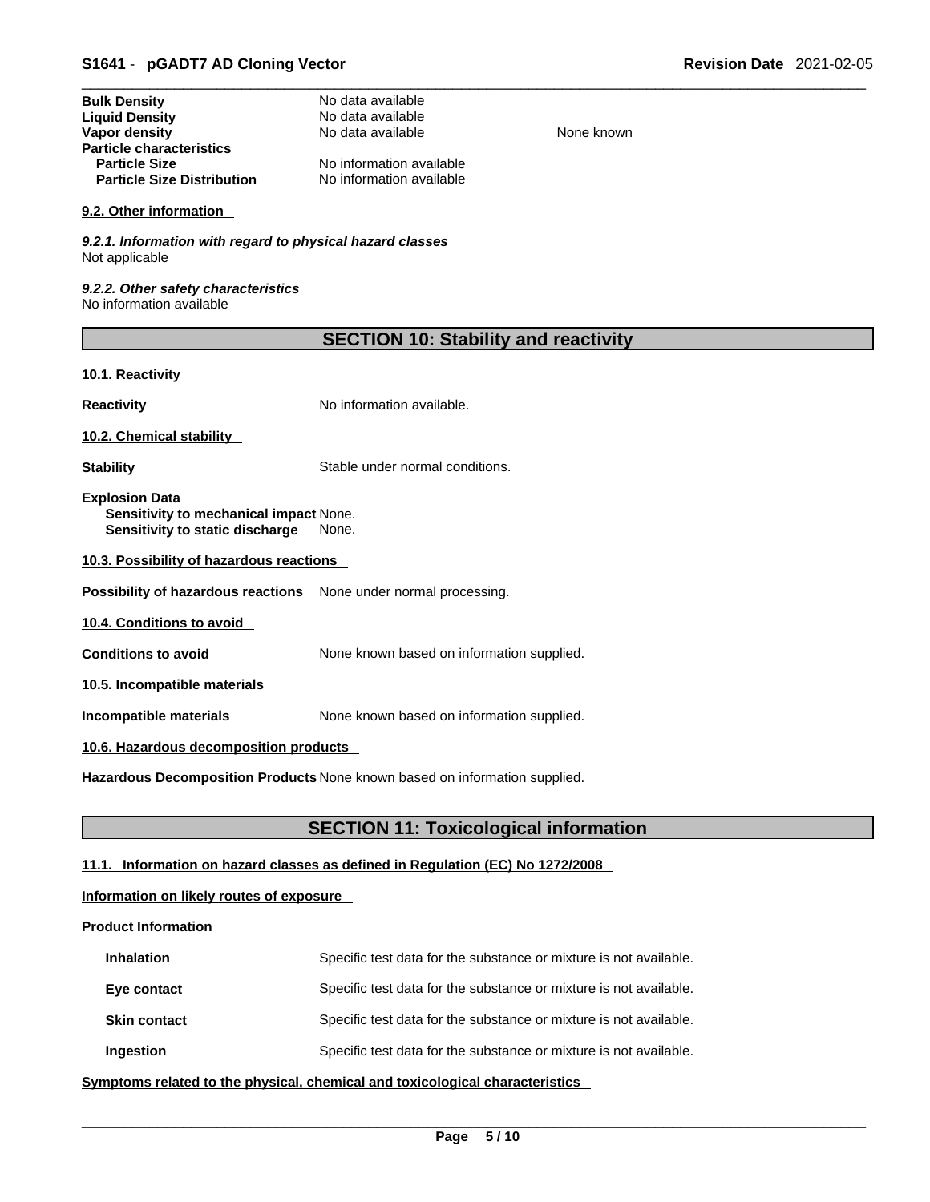| | | |
|---|---|---|
| **Bulk Density** | No data available | |
| **Liquid Density** | No data available | |
| **Vapor density** | No data available | None known |
| **Particle characteristics** | | |
| **Particle Size** | No information available | |
| **Particle Size Distribution** | No information available | |

**9.2. Other information**

*9.2.1. Information with regard to physical hazard classes*
Not applicable

*9.2.2. Other safety characteristics*
No information available

## SECTION 10: Stability and reactivity

**10.1. Reactivity**

**Reactivity** No information available.

**10.2. Chemical stability**

**Stability** Stable under normal conditions.

**Explosion Data**
**Sensitivity to mechanical impact** None.
**Sensitivity to static discharge** None.

**10.3. Possibility of hazardous reactions**

**Possibility of hazardous reactions** None under normal processing.

**10.4. Conditions to avoid**

**Conditions to avoid** None known based on information supplied.

**10.5. Incompatible materials**

**Incompatible materials** None known based on information supplied.

**10.6. Hazardous decomposition products**

**Hazardous Decomposition Products** None known based on information supplied.

## SECTION 11: Toxicological information

**11.1. Information on hazard classes as defined in Regulation (EC) No 1272/2008**

**Information on likely routes of exposure**

**Product Information**

**Inhalation** Specific test data for the substance or mixture is not available.

**Eye contact** Specific test data for the substance or mixture is not available.

**Skin contact** Specific test data for the substance or mixture is not available.

**Ingestion** Specific test data for the substance or mixture is not available.

**Symptoms related to the physical, chemical and toxicological characteristics**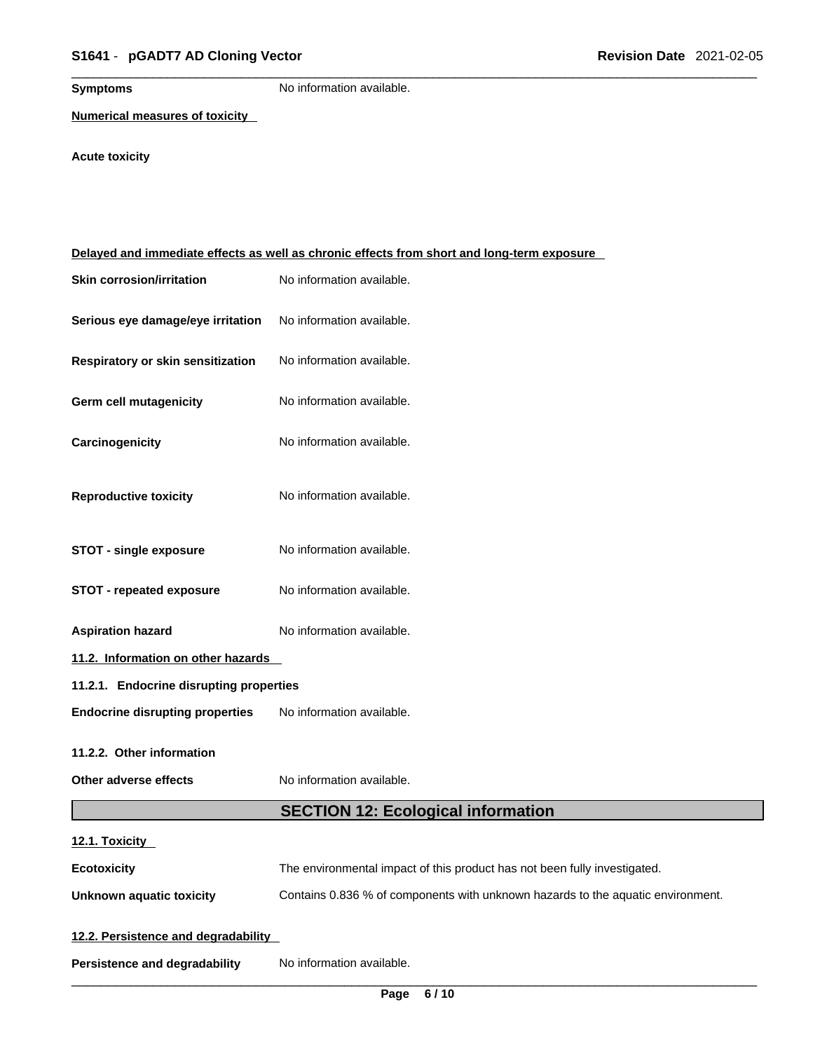**Symptoms** No information available.

**Numerical measures of toxicity**

**Acute toxicity**

**Delayed and immediate effects as well as chronic effects from short and long-term exposure**

**Skin corrosion/irritation** No information available.

**Serious eye damage/eye irritation** No information available.

**Respiratory or skin sensitization** No information available.

**Germ cell mutagenicity** No information available.

**Carcinogenicity** No information available.

**Reproductive toxicity** No information available.

**STOT - single exposure** No information available.

**STOT - repeated exposure** No information available.

**Aspiration hazard** No information available.

**11.2. Information on other hazards**

**11.2.1. Endocrine disrupting properties**

**Endocrine disrupting properties** No information available.

**11.2.2. Other information**

**Other adverse effects** No information available.

## SECTION 12: Ecological information

**12.1. Toxicity**

**Ecotoxicity** The environmental impact of this product has not been fully investigated.

**Unknown aquatic toxicity** Contains 0.836 % of components with unknown hazards to the aquatic environment.

**12.2. Persistence and degradability**

**Persistence and degradability** No information available.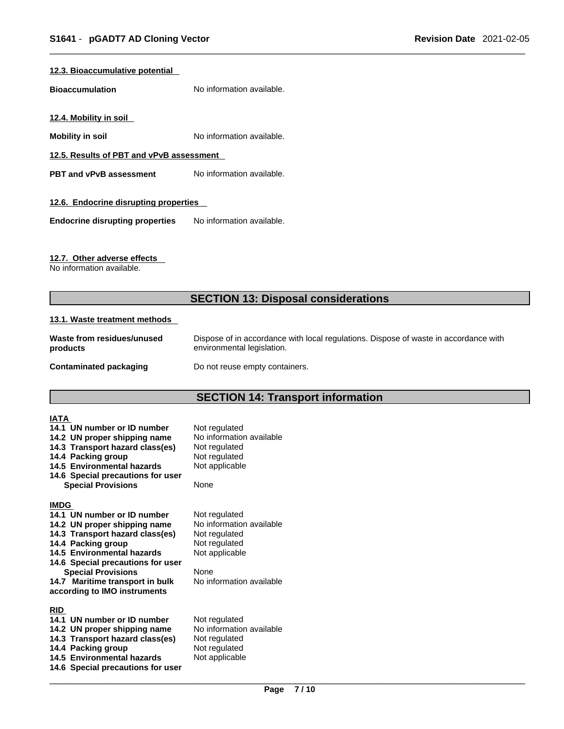#### 12.3. Bioaccumulative potential

**Bioaccumulation** No information available.

#### 12.4. Mobility in soil

**Mobility in soil** No information available.

#### 12.5. Results of PBT and vPvB assessment

**PBT and vPvB assessment** No information available.

#### 12.6. Endocrine disrupting properties

**Endocrine disrupting properties** No information available.

#### 12.7. Other adverse effects

No information available.

## SECTION 13: Disposal considerations

#### 13.1. Waste treatment methods

| | |
|---|---|
| **Waste from residues/unused products** | Dispose of in accordance with local regulations. Dispose of waste in accordance with environmental legislation. |
| **Contaminated packaging** | Do not reuse empty containers. |

## SECTION 14: Transport information

**IATA**

| | |
|---|---|
| **14.1 UN number or ID number** | Not regulated |
| **14.2 UN proper shipping name** | No information available |
| **14.3 Transport hazard class(es)** | Not regulated |
| **14.4 Packing group** | Not regulated |
| **14.5 Environmental hazards** | Not applicable |
| **14.6 Special precautions for user** | |
| **Special Provisions** | None |

**IMDG**

| | |
|---|---|
| **14.1 UN number or ID number** | Not regulated |
| **14.2 UN proper shipping name** | No information available |
| **14.3 Transport hazard class(es)** | Not regulated |
| **14.4 Packing group** | Not regulated |
| **14.5 Environmental hazards** | Not applicable |
| **14.6 Special precautions for user** | |
| **Special Provisions** | None |
| **14.7 Maritime transport in bulk according to IMO instruments** | No information available |

**RID**

| | |
|---|---|
| **14.1 UN number or ID number** | Not regulated |
| **14.2 UN proper shipping name** | No information available |
| **14.3 Transport hazard class(es)** | Not regulated |
| **14.4 Packing group** | Not regulated |
| **14.5 Environmental hazards** | Not applicable |
| **14.6 Special precautions for user** | |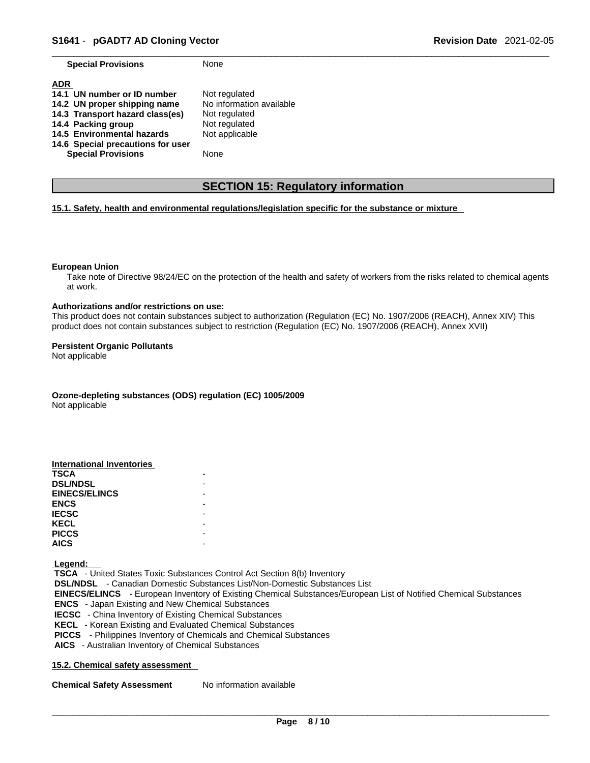| | |
|---|---|
| **Special Provisions** | None |

**ADR**

| | |
|---|---|
| **14.1 UN number or ID number** | Not regulated |
| **14.2 UN proper shipping name** | No information available |
| **14.3 Transport hazard class(es)** | Not regulated |
| **14.4 Packing group** | Not regulated |
| **14.5 Environmental hazards** | Not applicable |
| **14.6 Special precautions for user** | |
| **Special Provisions** | None |

## SECTION 15: Regulatory information

**15.1. Safety, health and environmental regulations/legislation specific for the substance or mixture**

**European Union**

Take note of Directive 98/24/EC on the protection of the health and safety of workers from the risks related to chemical agents at work.

**Authorizations and/or restrictions on use:**

This product does not contain substances subject to authorization (Regulation (EC) No. 1907/2006 (REACH), Annex XIV) This product does not contain substances subject to restriction (Regulation (EC) No. 1907/2006 (REACH), Annex XVII)

**Persistent Organic Pollutants**

Not applicable

**Ozone-depleting substances (ODS) regulation (EC) 1005/2009**

Not applicable

**International Inventories**

| | |
|---|---|
| **TSCA** | - |
| **DSL/NDSL** | - |
| **EINECS/ELINCS** | - |
| **ENCS** | - |
| **IECSC** | - |
| **KECL** | - |
| **PICCS** | - |
| **AICS** | - |

**Legend:**

**TSCA** - United States Toxic Substances Control Act Section 8(b) Inventory
**DSL/NDSL** - Canadian Domestic Substances List/Non-Domestic Substances List
**EINECS/ELINCS** - European Inventory of Existing Chemical Substances/European List of Notified Chemical Substances
**ENCS** - Japan Existing and New Chemical Substances
**IECSC** - China Inventory of Existing Chemical Substances
**KECL** - Korean Existing and Evaluated Chemical Substances
**PICCS** - Philippines Inventory of Chemicals and Chemical Substances
**AICS** - Australian Inventory of Chemical Substances

**15.2. Chemical safety assessment**

| | |
|---|---|
| **Chemical Safety Assessment** | No information available |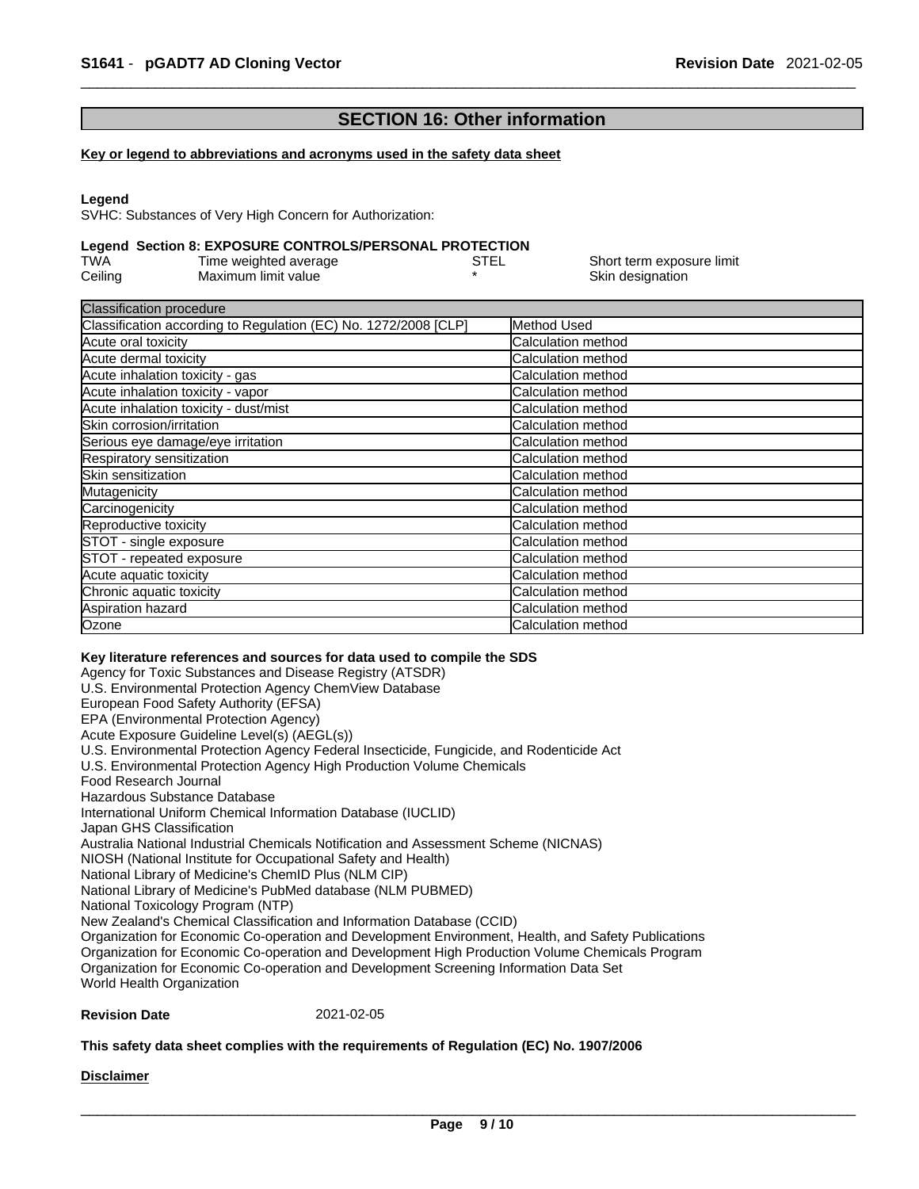## SECTION 16: Other information

**Key or legend to abbreviations and acronyms used in the safety data sheet**

**Legend**
SVHC: Substances of Very High Concern for Authorization:

**Legend Section 8: EXPOSURE CONTROLS/PERSONAL PROTECTION**

| | | | |
|---|---|---|---|
| TWA | Time weighted average | STEL | Short term exposure limit |
| Ceiling | Maximum limit value | * | Skin designation |

| Classification procedure | |
|---|---|
| Classification according to Regulation (EC) No. 1272/2008 [CLP] | Method Used |
| Acute oral toxicity | Calculation method |
| Acute dermal toxicity | Calculation method |
| Acute inhalation toxicity - gas | Calculation method |
| Acute inhalation toxicity - vapor | Calculation method |
| Acute inhalation toxicity - dust/mist | Calculation method |
| Skin corrosion/irritation | Calculation method |
| Serious eye damage/eye irritation | Calculation method |
| Respiratory sensitization | Calculation method |
| Skin sensitization | Calculation method |
| Mutagenicity | Calculation method |
| Carcinogenicity | Calculation method |
| Reproductive toxicity | Calculation method |
| STOT - single exposure | Calculation method |
| STOT - repeated exposure | Calculation method |
| Acute aquatic toxicity | Calculation method |
| Chronic aquatic toxicity | Calculation method |
| Aspiration hazard | Calculation method |
| Ozone | Calculation method |

**Key literature references and sources for data used to compile the SDS**
Agency for Toxic Substances and Disease Registry (ATSDR)
U.S. Environmental Protection Agency ChemView Database
European Food Safety Authority (EFSA)
EPA (Environmental Protection Agency)
Acute Exposure Guideline Level(s) (AEGL(s))
U.S. Environmental Protection Agency Federal Insecticide, Fungicide, and Rodenticide Act
U.S. Environmental Protection Agency High Production Volume Chemicals
Food Research Journal
Hazardous Substance Database
International Uniform Chemical Information Database (IUCLID)
Japan GHS Classification
Australia National Industrial Chemicals Notification and Assessment Scheme (NICNAS)
NIOSH (National Institute for Occupational Safety and Health)
National Library of Medicine's ChemID Plus (NLM CIP)
National Library of Medicine's PubMed database (NLM PUBMED)
National Toxicology Program (NTP)
New Zealand's Chemical Classification and Information Database (CCID)
Organization for Economic Co-operation and Development Environment, Health, and Safety Publications
Organization for Economic Co-operation and Development High Production Volume Chemicals Program
Organization for Economic Co-operation and Development Screening Information Data Set
World Health Organization

**Revision Date** 2021-02-05

**This safety data sheet complies with the requirements of Regulation (EC) No. 1907/2006**

**Disclaimer**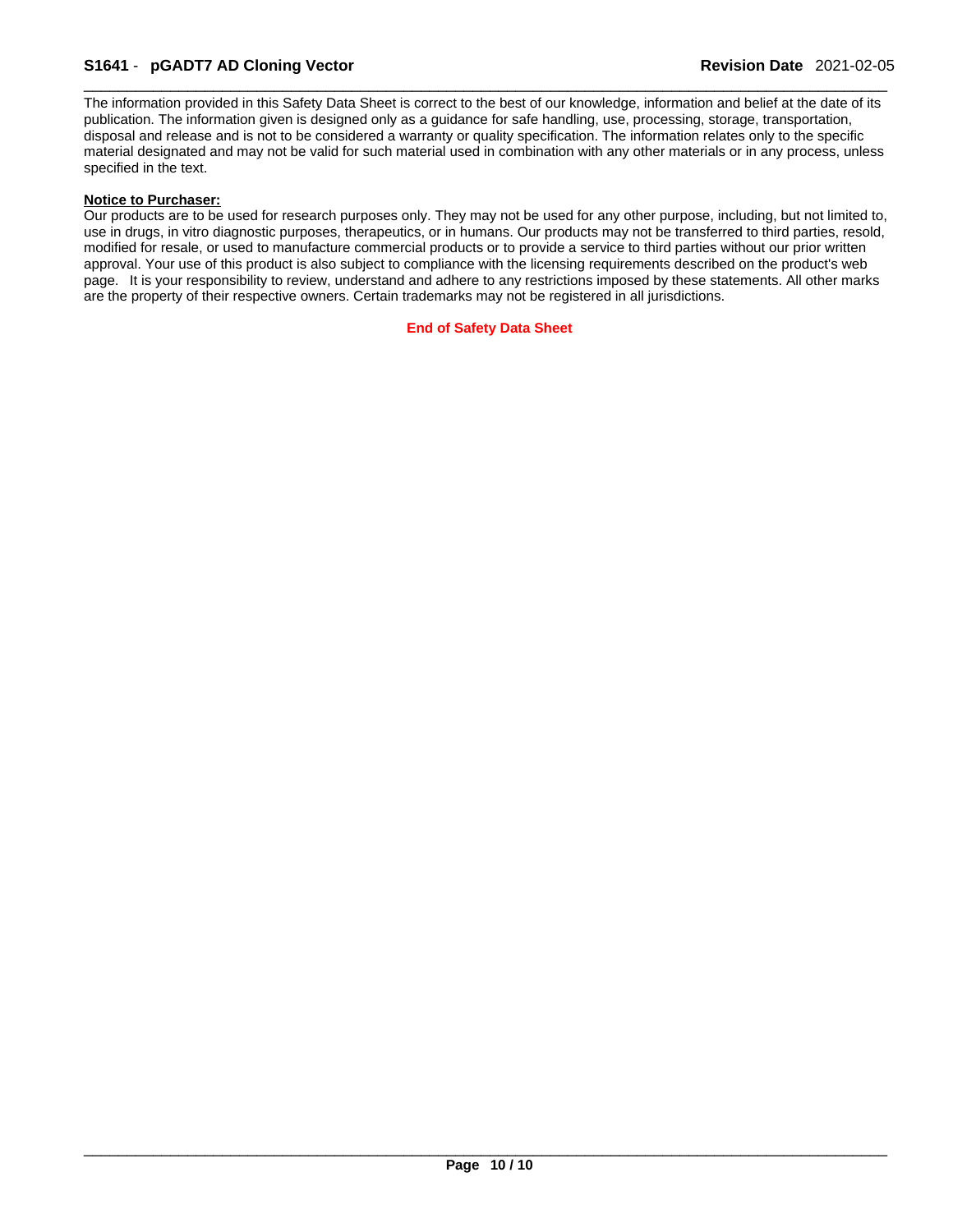The information provided in this Safety Data Sheet is correct to the best of our knowledge, information and belief at the date of its publication. The information given is designed only as a guidance for safe handling, use, processing, storage, transportation, disposal and release and is not to be considered a warranty or quality specification. The information relates only to the specific material designated and may not be valid for such material used in combination with any other materials or in any process, unless specified in the text.

**Notice to Purchaser:**

Our products are to be used for research purposes only. They may not be used for any other purpose, including, but not limited to, use in drugs, in vitro diagnostic purposes, therapeutics, or in humans. Our products may not be transferred to third parties, resold, modified for resale, or used to manufacture commercial products or to provide a service to third parties without our prior written approval. Your use of this product is also subject to compliance with the licensing requirements described on the product's web page. It is your responsibility to review, understand and adhere to any restrictions imposed by these statements. All other marks are the property of their respective owners. Certain trademarks may not be registered in all jurisdictions.

**End of Safety Data Sheet**